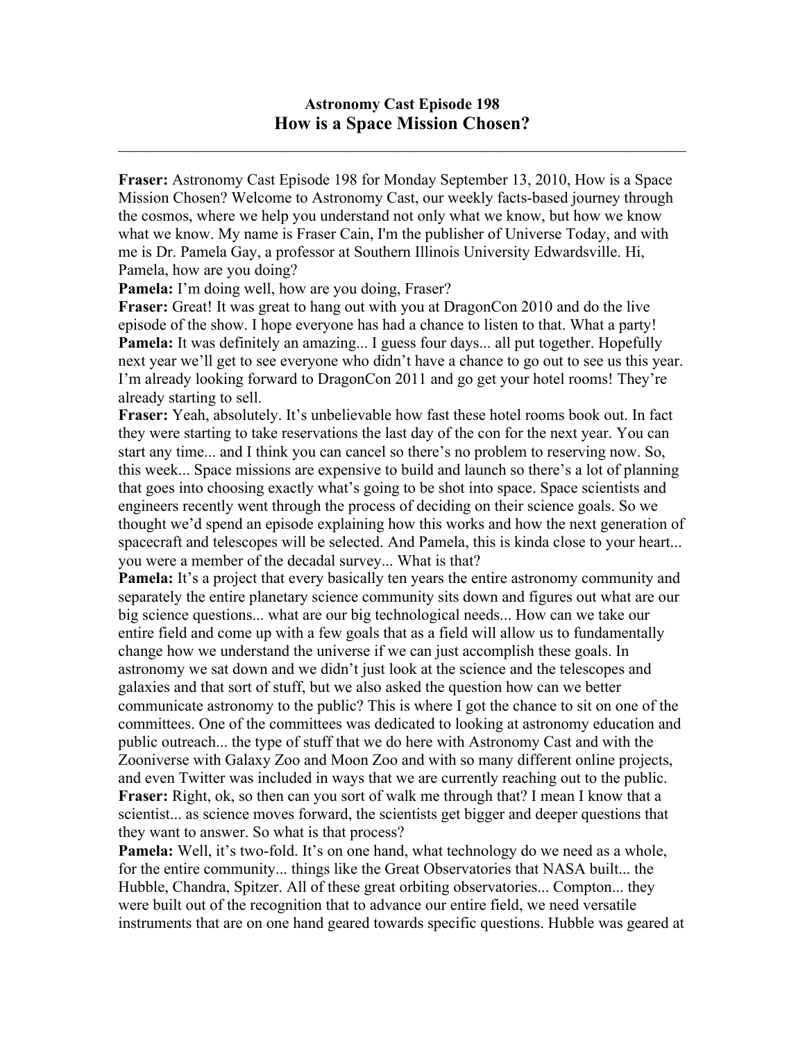# Astronomy Cast Episode 198

## How is a Space Mission Chosen?

---

**Fraser:** Astronomy Cast Episode 198 for Monday September 13, 2010, How is a Space Mission Chosen? Welcome to Astronomy Cast, our weekly facts-based journey through the cosmos, where we help you understand not only what we know, but how we know what we know. My name is Fraser Cain, I'm the publisher of Universe Today, and with me is Dr. Pamela Gay, a professor at Southern Illinois University Edwardsville. Hi, Pamela, how are you doing?

**Pamela:** I'm doing well, how are you doing, Fraser?

**Fraser:** Great! It was great to hang out with you at DragonCon 2010 and do the live episode of the show. I hope everyone has had a chance to listen to that. What a party!

**Pamela:** It was definitely an amazing... I guess four days... all put together. Hopefully next year we'll get to see everyone who didn't have a chance to go out to see us this year. I'm already looking forward to DragonCon 2011 and go get your hotel rooms! They're already starting to sell.

**Fraser:** Yeah, absolutely. It's unbelievable how fast these hotel rooms book out. In fact they were starting to take reservations the last day of the con for the next year. You can start any time... and I think you can cancel so there's no problem to reserving now. So, this week... Space missions are expensive to build and launch so there's a lot of planning that goes into choosing exactly what's going to be shot into space. Space scientists and engineers recently went through the process of deciding on their science goals. So we thought we'd spend an episode explaining how this works and how the next generation of spacecraft and telescopes will be selected. And Pamela, this is kinda close to your heart... you were a member of the decadal survey... What is that?

**Pamela:** It's a project that every basically ten years the entire astronomy community and separately the entire planetary science community sits down and figures out what are our big science questions... what are our big technological needs... How can we take our entire field and come up with a few goals that as a field will allow us to fundamentally change how we understand the universe if we can just accomplish these goals. In astronomy we sat down and we didn't just look at the science and the telescopes and galaxies and that sort of stuff, but we also asked the question how can we better communicate astronomy to the public? This is where I got the chance to sit on one of the committees. One of the committees was dedicated to looking at astronomy education and public outreach... the type of stuff that we do here with Astronomy Cast and with the Zooniverse with Galaxy Zoo and Moon Zoo and with so many different online projects, and even Twitter was included in ways that we are currently reaching out to the public.

**Fraser:** Right, ok, so then can you sort of walk me through that? I mean I know that a scientist... as science moves forward, the scientists get bigger and deeper questions that they want to answer. So what is that process?

**Pamela:** Well, it's two-fold. It's on one hand, what technology do we need as a whole, for the entire community... things like the Great Observatories that NASA built... the Hubble, Chandra, Spitzer. All of these great orbiting observatories... Compton... they were built out of the recognition that to advance our entire field, we need versatile instruments that are on one hand geared towards specific questions. Hubble was geared at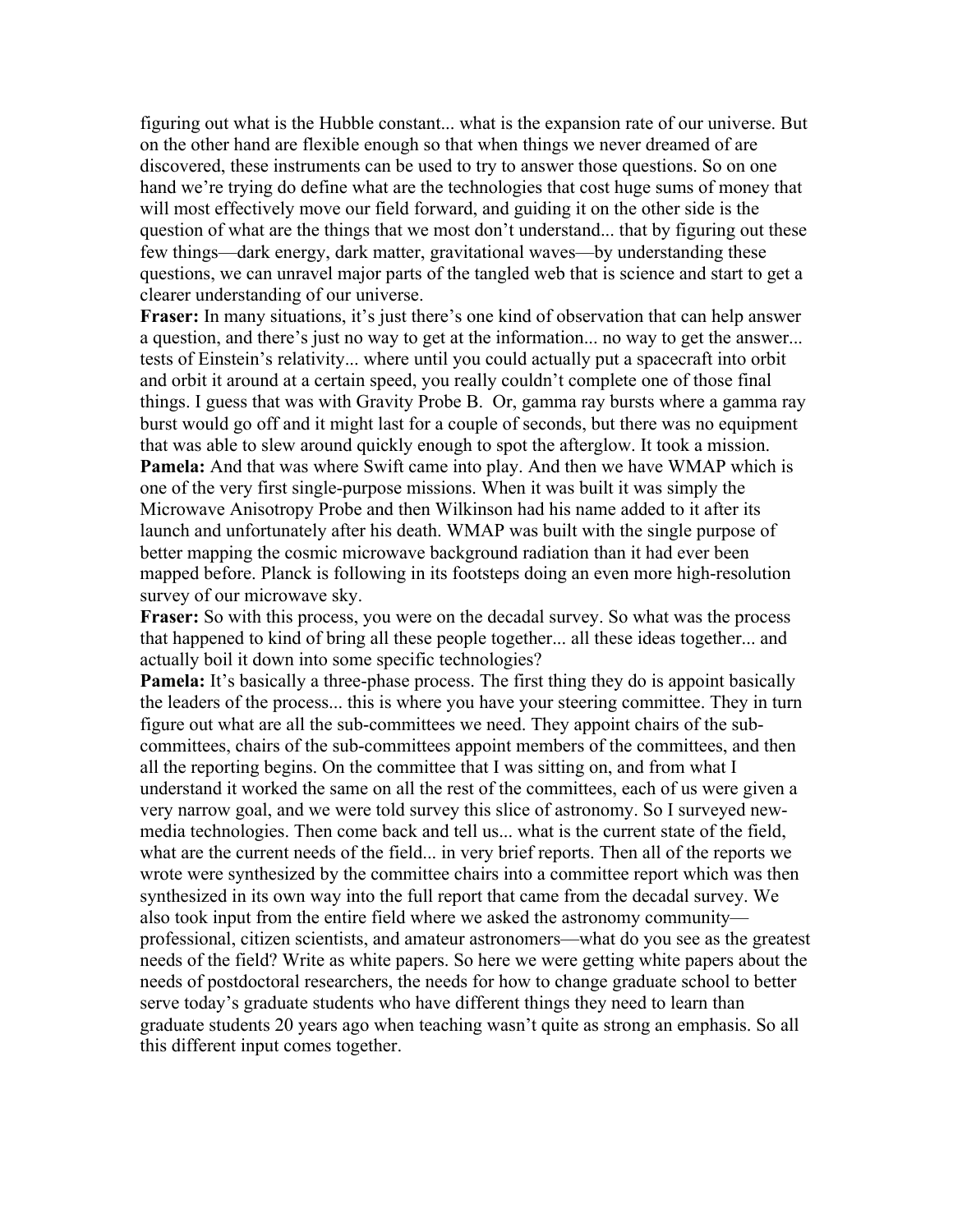figuring out what is the Hubble constant... what is the expansion rate of our universe. But on the other hand are flexible enough so that when things we never dreamed of are discovered, these instruments can be used to try to answer those questions. So on one hand we're trying do define what are the technologies that cost huge sums of money that will most effectively move our field forward, and guiding it on the other side is the question of what are the things that we most don't understand... that by figuring out these few things—dark energy, dark matter, gravitational waves—by understanding these questions, we can unravel major parts of the tangled web that is science and start to get a clearer understanding of our universe.

**Fraser:** In many situations, it's just there's one kind of observation that can help answer a question, and there's just no way to get at the information... no way to get the answer... tests of Einstein's relativity... where until you could actually put a spacecraft into orbit and orbit it around at a certain speed, you really couldn't complete one of those final things. I guess that was with Gravity Probe B. Or, gamma ray bursts where a gamma ray burst would go off and it might last for a couple of seconds, but there was no equipment that was able to slew around quickly enough to spot the afterglow. It took a mission.

**Pamela:** And that was where Swift came into play. And then we have WMAP which is one of the very first single-purpose missions. When it was built it was simply the Microwave Anisotropy Probe and then Wilkinson had his name added to it after its launch and unfortunately after his death. WMAP was built with the single purpose of better mapping the cosmic microwave background radiation than it had ever been mapped before. Planck is following in its footsteps doing an even more high-resolution survey of our microwave sky.

**Fraser:** So with this process, you were on the decadal survey. So what was the process that happened to kind of bring all these people together... all these ideas together... and actually boil it down into some specific technologies?

**Pamela:** It's basically a three-phase process. The first thing they do is appoint basically the leaders of the process... this is where you have your steering committee. They in turn figure out what are all the sub-committees we need. They appoint chairs of the sub-committees, chairs of the sub-committees appoint members of the committees, and then all the reporting begins. On the committee that I was sitting on, and from what I understand it worked the same on all the rest of the committees, each of us were given a very narrow goal, and we were told survey this slice of astronomy. So I surveyed new-media technologies. Then come back and tell us... what is the current state of the field, what are the current needs of the field... in very brief reports. Then all of the reports we wrote were synthesized by the committee chairs into a committee report which was then synthesized in its own way into the full report that came from the decadal survey. We also took input from the entire field where we asked the astronomy community—professional, citizen scientists, and amateur astronomers—what do you see as the greatest needs of the field? Write as white papers. So here we were getting white papers about the needs of postdoctoral researchers, the needs for how to change graduate school to better serve today's graduate students who have different things they need to learn than graduate students 20 years ago when teaching wasn't quite as strong an emphasis. So all this different input comes together.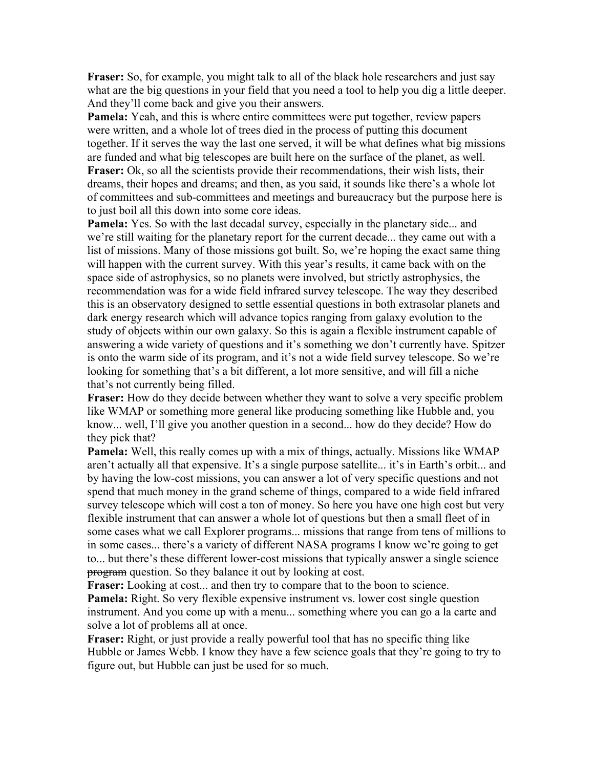**Fraser:** So, for example, you might talk to all of the black hole researchers and just say what are the big questions in your field that you need a tool to help you dig a little deeper. And they'll come back and give you their answers.

**Pamela:** Yeah, and this is where entire committees were put together, review papers were written, and a whole lot of trees died in the process of putting this document together. If it serves the way the last one served, it will be what defines what big missions are funded and what big telescopes are built here on the surface of the planet, as well.

**Fraser:** Ok, so all the scientists provide their recommendations, their wish lists, their dreams, their hopes and dreams; and then, as you said, it sounds like there's a whole lot of committees and sub-committees and meetings and bureaucracy but the purpose here is to just boil all this down into some core ideas.

**Pamela:** Yes. So with the last decadal survey, especially in the planetary side... and we're still waiting for the planetary report for the current decade... they came out with a list of missions. Many of those missions got built. So, we're hoping the exact same thing will happen with the current survey. With this year's results, it came back with on the space side of astrophysics, so no planets were involved, but strictly astrophysics, the recommendation was for a wide field infrared survey telescope. The way they described this is an observatory designed to settle essential questions in both extrasolar planets and dark energy research which will advance topics ranging from galaxy evolution to the study of objects within our own galaxy. So this is again a flexible instrument capable of answering a wide variety of questions and it's something we don't currently have. Spitzer is onto the warm side of its program, and it's not a wide field survey telescope. So we're looking for something that's a bit different, a lot more sensitive, and will fill a niche that's not currently being filled.

**Fraser:** How do they decide between whether they want to solve a very specific problem like WMAP or something more general like producing something like Hubble and, you know... well, I'll give you another question in a second... how do they decide? How do they pick that?

**Pamela:** Well, this really comes up with a mix of things, actually. Missions like WMAP aren't actually all that expensive. It's a single purpose satellite... it's in Earth's orbit... and by having the low-cost missions, you can answer a lot of very specific questions and not spend that much money in the grand scheme of things, compared to a wide field infrared survey telescope which will cost a ton of money. So here you have one high cost but very flexible instrument that can answer a whole lot of questions but then a small fleet of in some cases what we call Explorer programs... missions that range from tens of millions to in some cases... there's a variety of different NASA programs I know we're going to get to... but there's these different lower-cost missions that typically answer a single science ~~program~~ question. So they balance it out by looking at cost.

**Fraser:** Looking at cost... and then try to compare that to the boon to science.

**Pamela:** Right. So very flexible expensive instrument vs. lower cost single question instrument. And you come up with a menu... something where you can go a la carte and solve a lot of problems all at once.

**Fraser:** Right, or just provide a really powerful tool that has no specific thing like Hubble or James Webb. I know they have a few science goals that they're going to try to figure out, but Hubble can just be used for so much.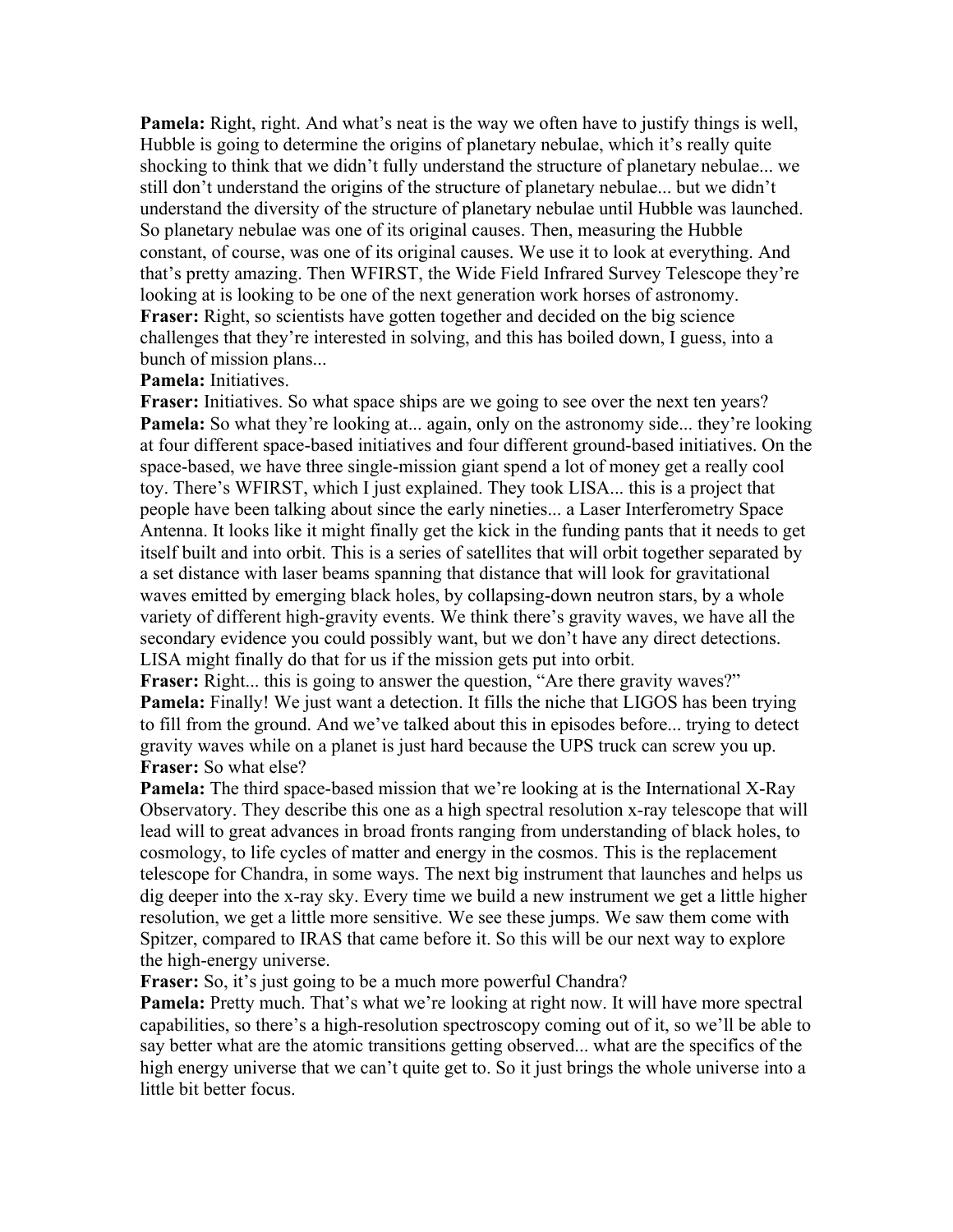**Pamela:** Right, right. And what's neat is the way we often have to justify things is well, Hubble is going to determine the origins of planetary nebulae, which it's really quite shocking to think that we didn't fully understand the structure of planetary nebulae... we still don't understand the origins of the structure of planetary nebulae... but we didn't understand the diversity of the structure of planetary nebulae until Hubble was launched. So planetary nebulae was one of its original causes. Then, measuring the Hubble constant, of course, was one of its original causes. We use it to look at everything. And that's pretty amazing. Then WFIRST, the Wide Field Infrared Survey Telescope they're looking at is looking to be one of the next generation work horses of astronomy.

**Fraser:** Right, so scientists have gotten together and decided on the big science challenges that they're interested in solving, and this has boiled down, I guess, into a bunch of mission plans...

**Pamela:** Initiatives.

**Fraser:** Initiatives. So what space ships are we going to see over the next ten years?

**Pamela:** So what they're looking at... again, only on the astronomy side... they're looking at four different space-based initiatives and four different ground-based initiatives. On the space-based, we have three single-mission giant spend a lot of money get a really cool toy. There's WFIRST, which I just explained. They took LISA... this is a project that people have been talking about since the early nineties... a Laser Interferometry Space Antenna. It looks like it might finally get the kick in the funding pants that it needs to get itself built and into orbit. This is a series of satellites that will orbit together separated by a set distance with laser beams spanning that distance that will look for gravitational waves emitted by emerging black holes, by collapsing-down neutron stars, by a whole variety of different high-gravity events. We think there's gravity waves, we have all the secondary evidence you could possibly want, but we don't have any direct detections. LISA might finally do that for us if the mission gets put into orbit.

**Fraser:** Right... this is going to answer the question, "Are there gravity waves?"

**Pamela:** Finally! We just want a detection. It fills the niche that LIGOS has been trying to fill from the ground. And we've talked about this in episodes before... trying to detect gravity waves while on a planet is just hard because the UPS truck can screw you up.

**Fraser:** So what else?

**Pamela:** The third space-based mission that we're looking at is the International X-Ray Observatory. They describe this one as a high spectral resolution x-ray telescope that will lead will to great advances in broad fronts ranging from understanding of black holes, to cosmology, to life cycles of matter and energy in the cosmos. This is the replacement telescope for Chandra, in some ways. The next big instrument that launches and helps us dig deeper into the x-ray sky. Every time we build a new instrument we get a little higher resolution, we get a little more sensitive. We see these jumps. We saw them come with Spitzer, compared to IRAS that came before it. So this will be our next way to explore the high-energy universe.

**Fraser:** So, it's just going to be a much more powerful Chandra?

**Pamela:** Pretty much. That's what we're looking at right now. It will have more spectral capabilities, so there's a high-resolution spectroscopy coming out of it, so we'll be able to say better what are the atomic transitions getting observed... what are the specifics of the high energy universe that we can't quite get to. So it just brings the whole universe into a little bit better focus.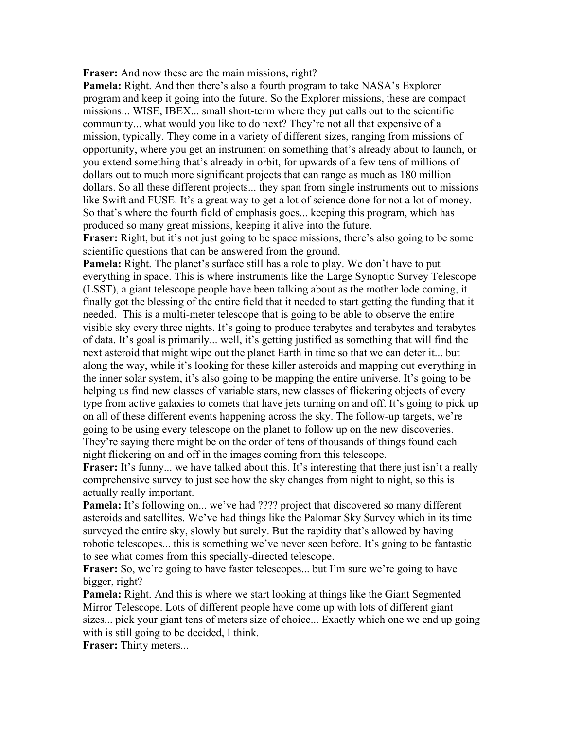**Fraser:** And now these are the main missions, right?

**Pamela:** Right. And then there's also a fourth program to take NASA's Explorer program and keep it going into the future. So the Explorer missions, these are compact missions... WISE, IBEX... small short-term where they put calls out to the scientific community... what would you like to do next? They're not all that expensive of a mission, typically. They come in a variety of different sizes, ranging from missions of opportunity, where you get an instrument on something that's already about to launch, or you extend something that's already in orbit, for upwards of a few tens of millions of dollars out to much more significant projects that can range as much as 180 million dollars. So all these different projects... they span from single instruments out to missions like Swift and FUSE. It's a great way to get a lot of science done for not a lot of money. So that's where the fourth field of emphasis goes... keeping this program, which has produced so many great missions, keeping it alive into the future.

**Fraser:** Right, but it's not just going to be space missions, there's also going to be some scientific questions that can be answered from the ground.

**Pamela:** Right. The planet's surface still has a role to play. We don't have to put everything in space. This is where instruments like the Large Synoptic Survey Telescope (LSST), a giant telescope people have been talking about as the mother lode coming, it finally got the blessing of the entire field that it needed to start getting the funding that it needed. This is a multi-meter telescope that is going to be able to observe the entire visible sky every three nights. It's going to produce terabytes and terabytes and terabytes of data. It's goal is primarily... well, it's getting justified as something that will find the next asteroid that might wipe out the planet Earth in time so that we can deter it... but along the way, while it's looking for these killer asteroids and mapping out everything in the inner solar system, it's also going to be mapping the entire universe. It's going to be helping us find new classes of variable stars, new classes of flickering objects of every type from active galaxies to comets that have jets turning on and off. It's going to pick up on all of these different events happening across the sky. The follow-up targets, we're going to be using every telescope on the planet to follow up on the new discoveries. They're saying there might be on the order of tens of thousands of things found each night flickering on and off in the images coming from this telescope.

**Fraser:** It's funny... we have talked about this. It's interesting that there just isn't a really comprehensive survey to just see how the sky changes from night to night, so this is actually really important.

**Pamela:** It's following on... we've had ???? project that discovered so many different asteroids and satellites. We've had things like the Palomar Sky Survey which in its time surveyed the entire sky, slowly but surely. But the rapidity that's allowed by having robotic telescopes... this is something we've never seen before. It's going to be fantastic to see what comes from this specially-directed telescope.

**Fraser:** So, we're going to have faster telescopes... but I'm sure we're going to have bigger, right?

**Pamela:** Right. And this is where we start looking at things like the Giant Segmented Mirror Telescope. Lots of different people have come up with lots of different giant sizes... pick your giant tens of meters size of choice... Exactly which one we end up going with is still going to be decided, I think.

**Fraser:** Thirty meters...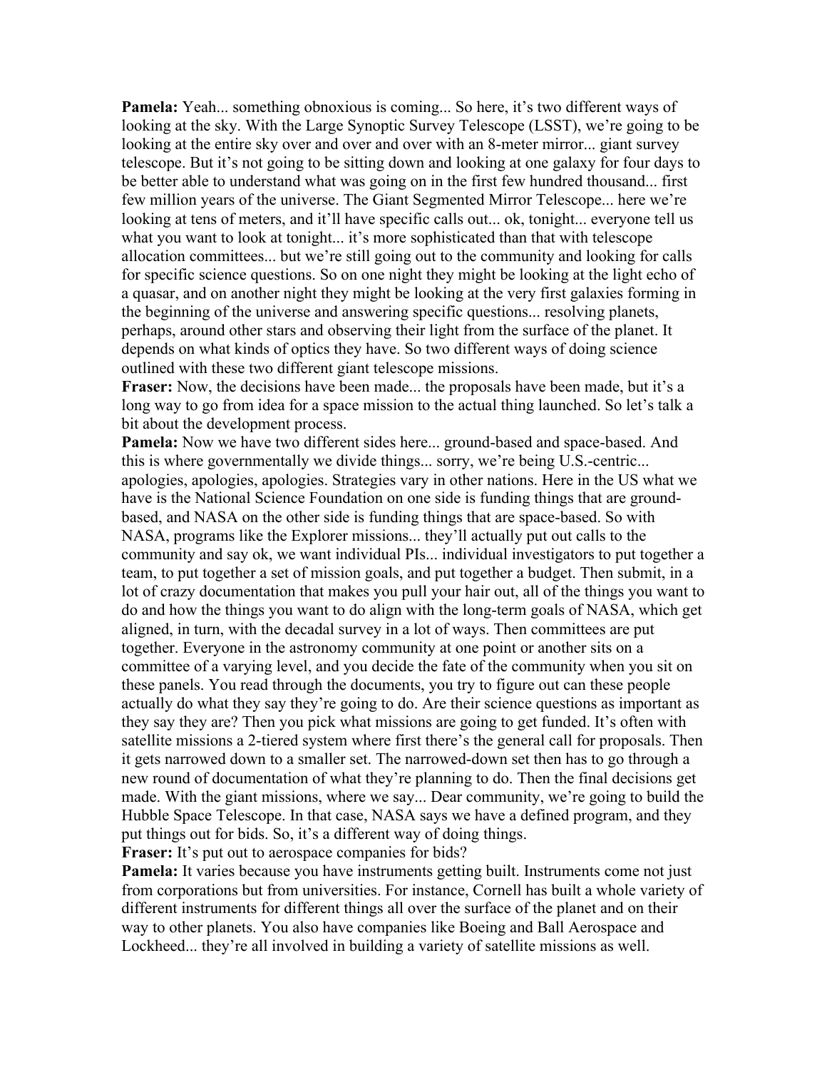**Pamela:** Yeah... something obnoxious is coming... So here, it's two different ways of looking at the sky. With the Large Synoptic Survey Telescope (LSST), we're going to be looking at the entire sky over and over and over with an 8-meter mirror... giant survey telescope. But it's not going to be sitting down and looking at one galaxy for four days to be better able to understand what was going on in the first few hundred thousand... first few million years of the universe. The Giant Segmented Mirror Telescope... here we're looking at tens of meters, and it'll have specific calls out... ok, tonight... everyone tell us what you want to look at tonight... it's more sophisticated than that with telescope allocation committees... but we're still going out to the community and looking for calls for specific science questions. So on one night they might be looking at the light echo of a quasar, and on another night they might be looking at the very first galaxies forming in the beginning of the universe and answering specific questions... resolving planets, perhaps, around other stars and observing their light from the surface of the planet. It depends on what kinds of optics they have. So two different ways of doing science outlined with these two different giant telescope missions.

**Fraser:** Now, the decisions have been made... the proposals have been made, but it's a long way to go from idea for a space mission to the actual thing launched. So let's talk a bit about the development process.

**Pamela:** Now we have two different sides here... ground-based and space-based. And this is where governmentally we divide things... sorry, we're being U.S.-centric... apologies, apologies, apologies. Strategies vary in other nations. Here in the US what we have is the National Science Foundation on one side is funding things that are ground-based, and NASA on the other side is funding things that are space-based. So with NASA, programs like the Explorer missions... they'll actually put out calls to the community and say ok, we want individual PIs... individual investigators to put together a team, to put together a set of mission goals, and put together a budget. Then submit, in a lot of crazy documentation that makes you pull your hair out, all of the things you want to do and how the things you want to do align with the long-term goals of NASA, which get aligned, in turn, with the decadal survey in a lot of ways. Then committees are put together. Everyone in the astronomy community at one point or another sits on a committee of a varying level, and you decide the fate of the community when you sit on these panels. You read through the documents, you try to figure out can these people actually do what they say they're going to do. Are their science questions as important as they say they are? Then you pick what missions are going to get funded. It's often with satellite missions a 2-tiered system where first there's the general call for proposals. Then it gets narrowed down to a smaller set. The narrowed-down set then has to go through a new round of documentation of what they're planning to do. Then the final decisions get made. With the giant missions, where we say... Dear community, we're going to build the Hubble Space Telescope. In that case, NASA says we have a defined program, and they put things out for bids. So, it's a different way of doing things.

**Fraser:** It's put out to aerospace companies for bids?

**Pamela:** It varies because you have instruments getting built. Instruments come not just from corporations but from universities. For instance, Cornell has built a whole variety of different instruments for different things all over the surface of the planet and on their way to other planets. You also have companies like Boeing and Ball Aerospace and Lockheed... they're all involved in building a variety of satellite missions as well.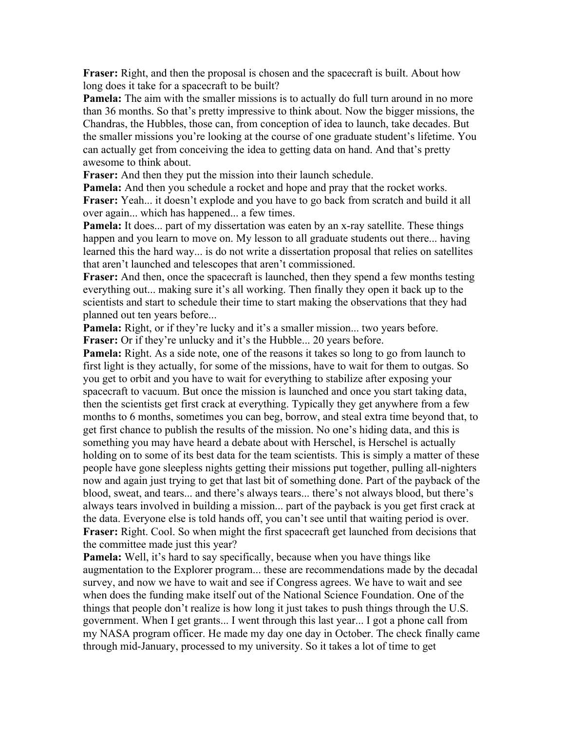**Fraser:** Right, and then the proposal is chosen and the spacecraft is built. About how long does it take for a spacecraft to be built?

**Pamela:** The aim with the smaller missions is to actually do full turn around in no more than 36 months. So that's pretty impressive to think about. Now the bigger missions, the Chandras, the Hubbles, those can, from conception of idea to launch, take decades. But the smaller missions you're looking at the course of one graduate student's lifetime. You can actually get from conceiving the idea to getting data on hand. And that's pretty awesome to think about.

**Fraser:** And then they put the mission into their launch schedule.

**Pamela:** And then you schedule a rocket and hope and pray that the rocket works.

**Fraser:** Yeah... it doesn't explode and you have to go back from scratch and build it all over again... which has happened... a few times.

**Pamela:** It does... part of my dissertation was eaten by an x-ray satellite. These things happen and you learn to move on. My lesson to all graduate students out there... having learned this the hard way... is do not write a dissertation proposal that relies on satellites that aren't launched and telescopes that aren't commissioned.

**Fraser:** And then, once the spacecraft is launched, then they spend a few months testing everything out... making sure it's all working. Then finally they open it back up to the scientists and start to schedule their time to start making the observations that they had planned out ten years before...

**Pamela:** Right, or if they're lucky and it's a smaller mission... two years before.

**Fraser:** Or if they're unlucky and it's the Hubble... 20 years before.

**Pamela:** Right. As a side note, one of the reasons it takes so long to go from launch to first light is they actually, for some of the missions, have to wait for them to outgas. So you get to orbit and you have to wait for everything to stabilize after exposing your spacecraft to vacuum. But once the mission is launched and once you start taking data, then the scientists get first crack at everything. Typically they get anywhere from a few months to 6 months, sometimes you can beg, borrow, and steal extra time beyond that, to get first chance to publish the results of the mission. No one's hiding data, and this is something you may have heard a debate about with Herschel, is Herschel is actually holding on to some of its best data for the team scientists. This is simply a matter of these people have gone sleepless nights getting their missions put together, pulling all-nighters now and again just trying to get that last bit of something done. Part of the payback of the blood, sweat, and tears... and there's always tears... there's not always blood, but there's always tears involved in building a mission... part of the payback is you get first crack at the data. Everyone else is told hands off, you can't see until that waiting period is over.

**Fraser:** Right. Cool. So when might the first spacecraft get launched from decisions that the committee made just this year?

**Pamela:** Well, it's hard to say specifically, because when you have things like augmentation to the Explorer program... these are recommendations made by the decadal survey, and now we have to wait and see if Congress agrees. We have to wait and see when does the funding make itself out of the National Science Foundation. One of the things that people don't realize is how long it just takes to push things through the U.S. government. When I get grants... I went through this last year... I got a phone call from my NASA program officer. He made my day one day in October. The check finally came through mid-January, processed to my university. So it takes a lot of time to get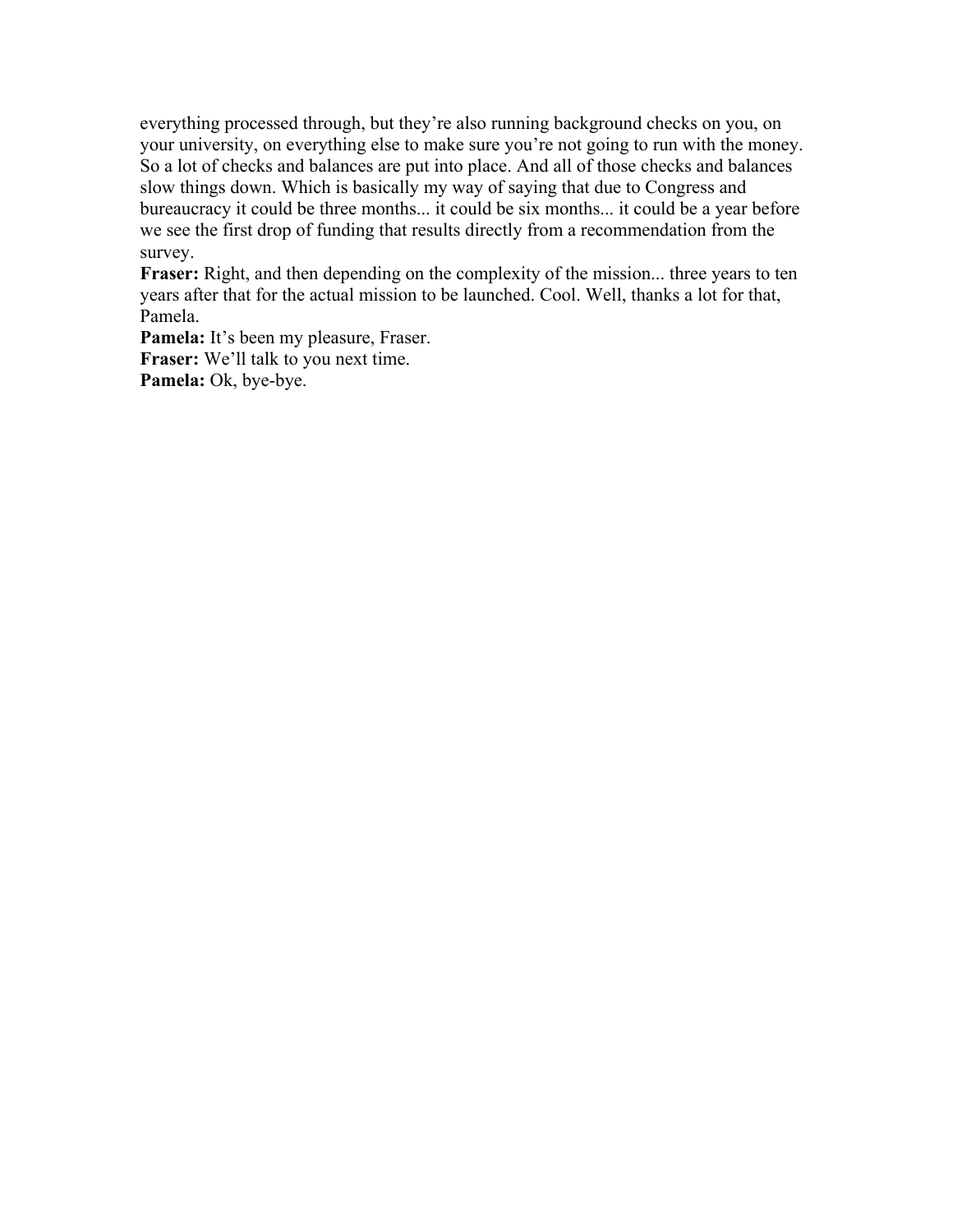everything processed through, but they're also running background checks on you, on your university, on everything else to make sure you're not going to run with the money. So a lot of checks and balances are put into place. And all of those checks and balances slow things down. Which is basically my way of saying that due to Congress and bureaucracy it could be three months... it could be six months... it could be a year before we see the first drop of funding that results directly from a recommendation from the survey.

**Fraser:** Right, and then depending on the complexity of the mission... three years to ten years after that for the actual mission to be launched. Cool. Well, thanks a lot for that, Pamela.

**Pamela:** It's been my pleasure, Fraser.

**Fraser:** We'll talk to you next time.

**Pamela:** Ok, bye-bye.